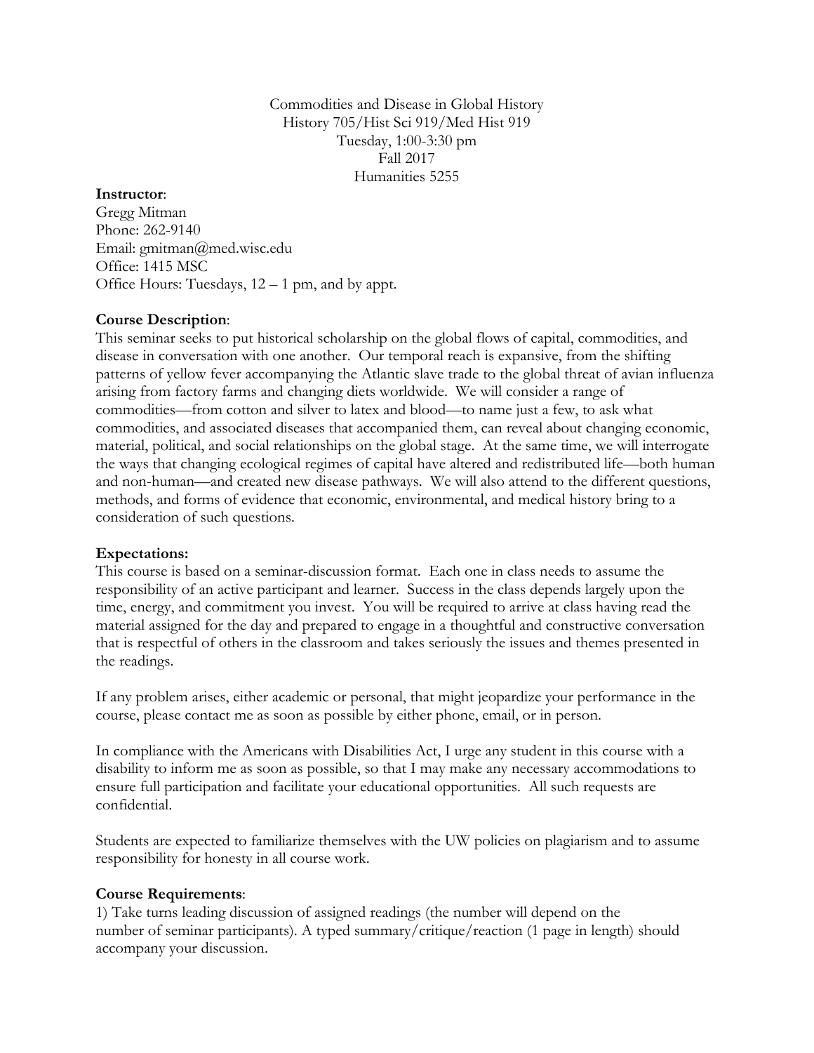Commodities and Disease in Global History
History 705/Hist Sci 919/Med Hist 919
Tuesday, 1:00-3:30 pm
Fall 2017
Humanities 5255

**Instructor**:
Gregg Mitman
Phone: 262-9140
Email: gmitman@med.wisc.edu
Office: 1415 MSC
Office Hours: Tuesdays, 12 – 1 pm, and by appt.

**Course Description**:
This seminar seeks to put historical scholarship on the global flows of capital, commodities, and disease in conversation with one another. Our temporal reach is expansive, from the shifting patterns of yellow fever accompanying the Atlantic slave trade to the global threat of avian influenza arising from factory farms and changing diets worldwide. We will consider a range of commodities—from cotton and silver to latex and blood—to name just a few, to ask what commodities, and associated diseases that accompanied them, can reveal about changing economic, material, political, and social relationships on the global stage. At the same time, we will interrogate the ways that changing ecological regimes of capital have altered and redistributed life—both human and non-human—and created new disease pathways. We will also attend to the different questions, methods, and forms of evidence that economic, environmental, and medical history bring to a consideration of such questions.

**Expectations:**
This course is based on a seminar-discussion format. Each one in class needs to assume the responsibility of an active participant and learner. Success in the class depends largely upon the time, energy, and commitment you invest. You will be required to arrive at class having read the material assigned for the day and prepared to engage in a thoughtful and constructive conversation that is respectful of others in the classroom and takes seriously the issues and themes presented in the readings.

If any problem arises, either academic or personal, that might jeopardize your performance in the course, please contact me as soon as possible by either phone, email, or in person.

In compliance with the Americans with Disabilities Act, I urge any student in this course with a disability to inform me as soon as possible, so that I may make any necessary accommodations to ensure full participation and facilitate your educational opportunities. All such requests are confidential.

Students are expected to familiarize themselves with the UW policies on plagiarism and to assume responsibility for honesty in all course work.

**Course Requirements**:
1) Take turns leading discussion of assigned readings (the number will depend on the number of seminar participants). A typed summary/critique/reaction (1 page in length) should accompany your discussion.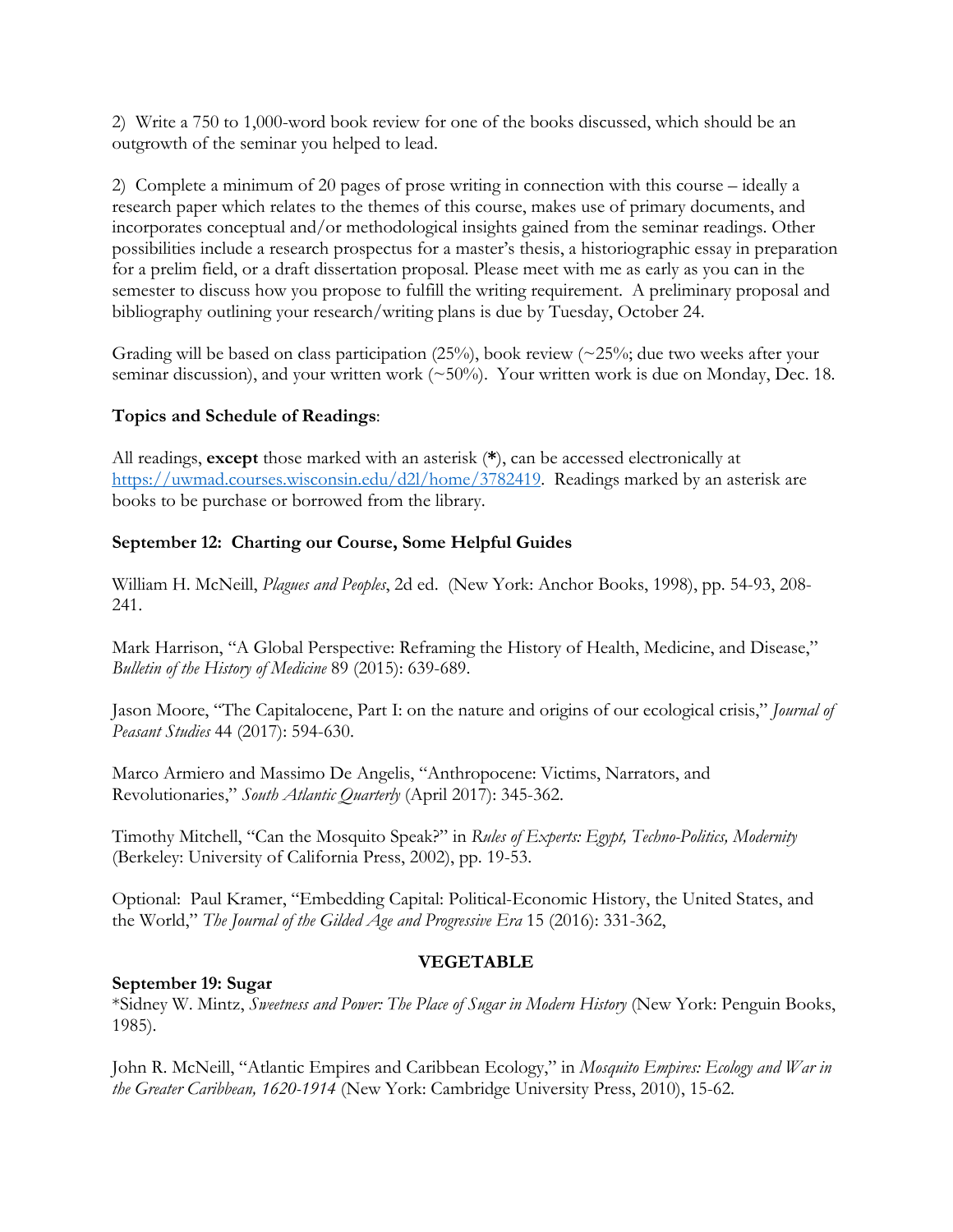2) Write a 750 to 1,000-word book review for one of the books discussed, which should be an outgrowth of the seminar you helped to lead.

2) Complete a minimum of 20 pages of prose writing in connection with this course – ideally a research paper which relates to the themes of this course, makes use of primary documents, and incorporates conceptual and/or methodological insights gained from the seminar readings. Other possibilities include a research prospectus for a master's thesis, a historiographic essay in preparation for a prelim field, or a draft dissertation proposal. Please meet with me as early as you can in the semester to discuss how you propose to fulfill the writing requirement. A preliminary proposal and bibliography outlining your research/writing plans is due by Tuesday, October 24.

Grading will be based on class participation (25%), book review (~25%; due two weeks after your seminar discussion), and your written work (~50%). Your written work is due on Monday, Dec. 18.

**Topics and Schedule of Readings**:

All readings, **except** those marked with an asterisk (**\***), can be accessed electronically at https://uwmad.courses.wisconsin.edu/d2l/home/3782419. Readings marked by an asterisk are books to be purchase or borrowed from the library.

**September 12: Charting our Course, Some Helpful Guides**

William H. McNeill, *Plagues and Peoples*, 2d ed. (New York: Anchor Books, 1998), pp. 54-93, 208-241.

Mark Harrison, "A Global Perspective: Reframing the History of Health, Medicine, and Disease," *Bulletin of the History of Medicine* 89 (2015): 639-689.

Jason Moore, "The Capitalocene, Part I: on the nature and origins of our ecological crisis," *Journal of Peasant Studies* 44 (2017): 594-630.

Marco Armiero and Massimo De Angelis, "Anthropocene: Victims, Narrators, and Revolutionaries," *South Atlantic Quarterly* (April 2017): 345-362.

Timothy Mitchell, "Can the Mosquito Speak?" in *Rules of Experts: Egypt, Techno-Politics, Modernity* (Berkeley: University of California Press, 2002), pp. 19-53.

Optional: Paul Kramer, "Embedding Capital: Political-Economic History, the United States, and the World," *The Journal of the Gilded Age and Progressive Era* 15 (2016): 331-362,

**VEGETABLE**

**September 19: Sugar**

*Sidney W. Mintz, *Sweetness and Power: The Place of Sugar in Modern History* (New York: Penguin Books, 1985).

John R. McNeill, "Atlantic Empires and Caribbean Ecology," in *Mosquito Empires: Ecology and War in the Greater Caribbean, 1620-1914* (New York: Cambridge University Press, 2010), 15-62.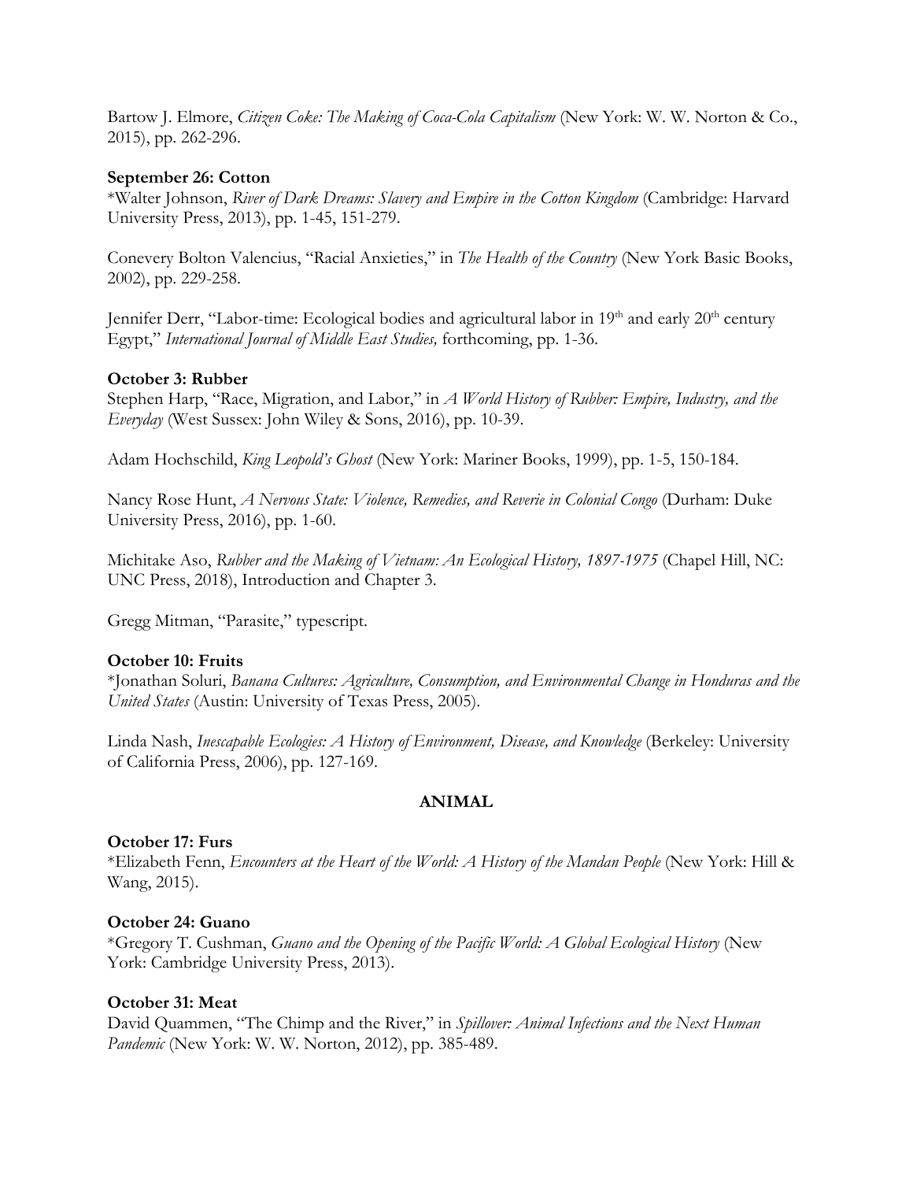Bartow J. Elmore, *Citizen Coke: The Making of Coca-Cola Capitalism* (New York: W. W. Norton & Co., 2015), pp. 262-296.

**September 26: Cotton**

*Walter Johnson, *River of Dark Dreams: Slavery and Empire in the Cotton Kingdom* (Cambridge: Harvard University Press, 2013), pp. 1-45, 151-279.

Conevery Bolton Valencius, "Racial Anxieties," in *The Health of the Country* (New York Basic Books, 2002), pp. 229-258.

Jennifer Derr, "Labor-time: Ecological bodies and agricultural labor in 19th and early 20th century Egypt," *International Journal of Middle East Studies,* forthcoming, pp. 1-36.

**October 3: Rubber**

Stephen Harp, "Race, Migration, and Labor," in *A World History of Rubber: Empire, Industry, and the Everyday* (West Sussex: John Wiley & Sons, 2016), pp. 10-39.

Adam Hochschild, *King Leopold's Ghost* (New York: Mariner Books, 1999), pp. 1-5, 150-184.

Nancy Rose Hunt, *A Nervous State: Violence, Remedies, and Reverie in Colonial Congo* (Durham: Duke University Press, 2016), pp. 1-60.

Michitake Aso, *Rubber and the Making of Vietnam: An Ecological History, 1897-1975* (Chapel Hill, NC: UNC Press, 2018), Introduction and Chapter 3.

Gregg Mitman, "Parasite," typescript.

**October 10: Fruits**

*Jonathan Soluri, *Banana Cultures: Agriculture, Consumption, and Environmental Change in Honduras and the United States* (Austin: University of Texas Press, 2005).

Linda Nash, *Inescapable Ecologies: A History of Environment, Disease, and Knowledge* (Berkeley: University of California Press, 2006), pp. 127-169.

## ANIMAL

**October 17: Furs**

*Elizabeth Fenn, *Encounters at the Heart of the World: A History of the Mandan People* (New York: Hill & Wang, 2015).

**October 24: Guano**

*Gregory T. Cushman, *Guano and the Opening of the Pacific World: A Global Ecological History* (New York: Cambridge University Press, 2013).

**October 31: Meat**

David Quammen, "The Chimp and the River," in *Spillover: Animal Infections and the Next Human Pandemic* (New York: W. W. Norton, 2012), pp. 385-489.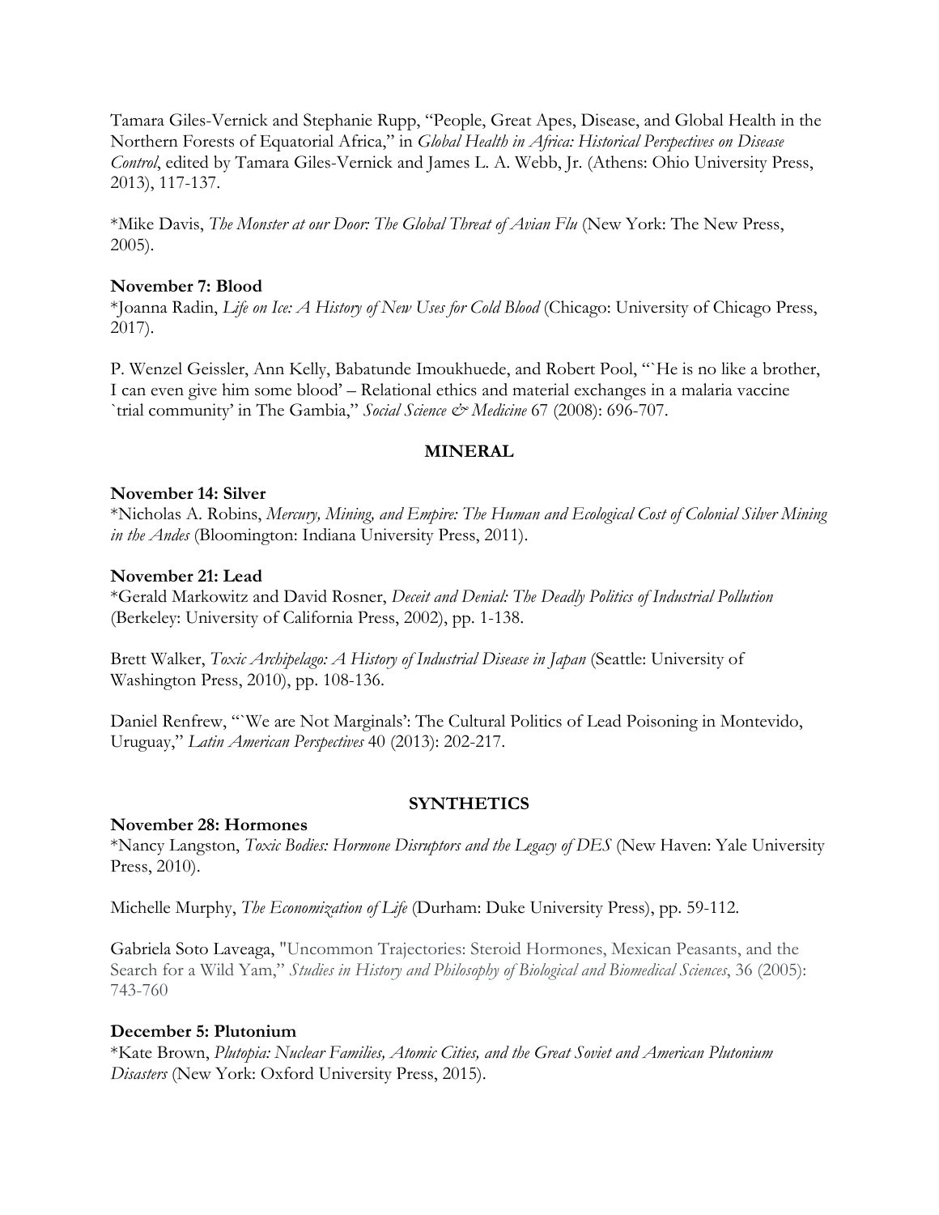Tamara Giles-Vernick and Stephanie Rupp, "People, Great Apes, Disease, and Global Health in the Northern Forests of Equatorial Africa," in *Global Health in Africa: Historical Perspectives on Disease Control*, edited by Tamara Giles-Vernick and James L. A. Webb, Jr. (Athens: Ohio University Press, 2013), 117-137.

*Mike Davis, *The Monster at our Door: The Global Threat of Avian Flu* (New York: The New Press, 2005).

**November 7: Blood**

*Joanna Radin, *Life on Ice: A History of New Uses for Cold Blood* (Chicago: University of Chicago Press, 2017).

P. Wenzel Geissler, Ann Kelly, Babatunde Imoukhuede, and Robert Pool, "`He is no like a brother, I can even give him some blood' – Relational ethics and material exchanges in a malaria vaccine `trial community' in The Gambia," *Social Science & Medicine* 67 (2008): 696-707.

## MINERAL

**November 14: Silver**

*Nicholas A. Robins, *Mercury, Mining, and Empire: The Human and Ecological Cost of Colonial Silver Mining in the Andes* (Bloomington: Indiana University Press, 2011).

**November 21: Lead**

*Gerald Markowitz and David Rosner, *Deceit and Denial: The Deadly Politics of Industrial Pollution* (Berkeley: University of California Press, 2002), pp. 1-138.

Brett Walker, *Toxic Archipelago: A History of Industrial Disease in Japan* (Seattle: University of Washington Press, 2010), pp. 108-136.

Daniel Renfrew, "`We are Not Marginals': The Cultural Politics of Lead Poisoning in Montevido, Uruguay," *Latin American Perspectives* 40 (2013): 202-217.

## SYNTHETICS

**November 28: Hormones**

*Nancy Langston, *Toxic Bodies: Hormone Disruptors and the Legacy of DES* (New Haven: Yale University Press, 2010).

Michelle Murphy, *The Economization of Life* (Durham: Duke University Press), pp. 59-112.

Gabriela Soto Laveaga, "Uncommon Trajectories: Steroid Hormones, Mexican Peasants, and the Search for a Wild Yam," *Studies in History and Philosophy of Biological and Biomedical Sciences*, 36 (2005): 743-760

**December 5: Plutonium**

*Kate Brown, *Plutopia: Nuclear Families, Atomic Cities, and the Great Soviet and American Plutonium Disasters* (New York: Oxford University Press, 2015).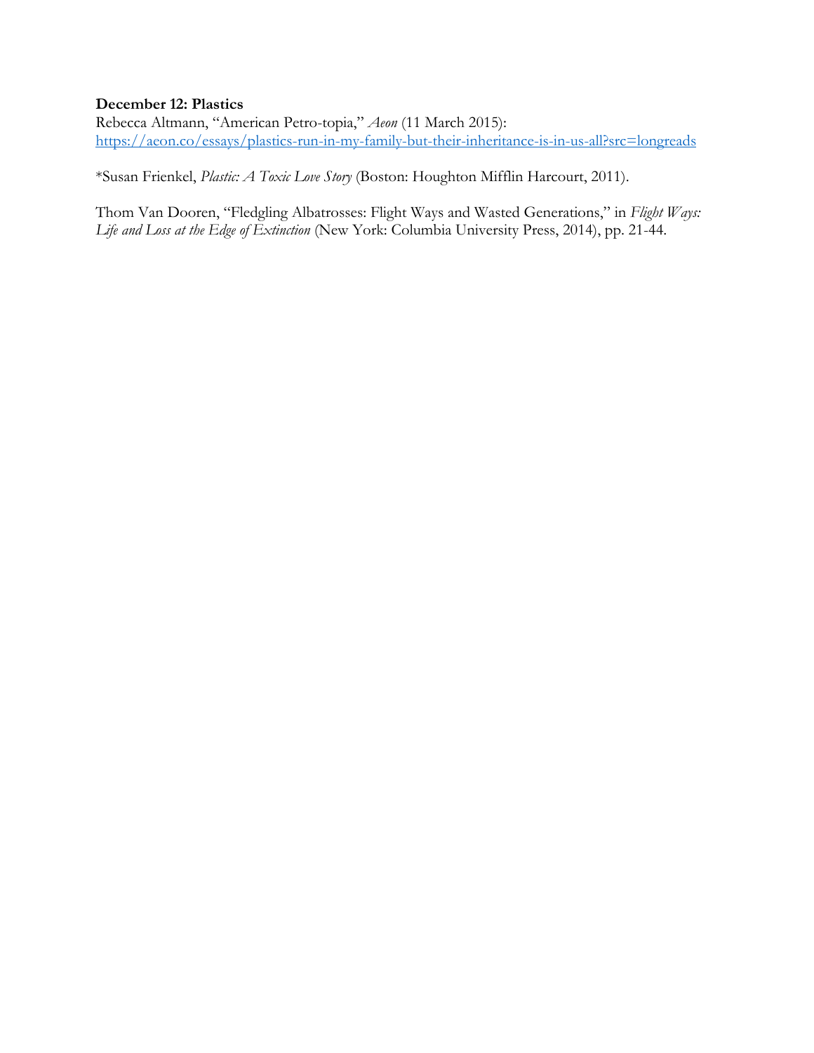**December 12: Plastics**

Rebecca Altmann, "American Petro-topia," *Aeon* (11 March 2015): [https://aeon.co/essays/plastics-run-in-my-family-but-their-inheritance-is-in-us-all?src=longreads](https://aeon.co/essays/plastics-run-in-my-family-but-their-inheritance-is-in-us-all?src=longreads)

*Susan Frienkel, *Plastic: A Toxic Love Story* (Boston: Houghton Mifflin Harcourt, 2011).

Thom Van Dooren, "Fledgling Albatrosses: Flight Ways and Wasted Generations," in *Flight Ways: Life and Loss at the Edge of Extinction* (New York: Columbia University Press, 2014), pp. 21-44.